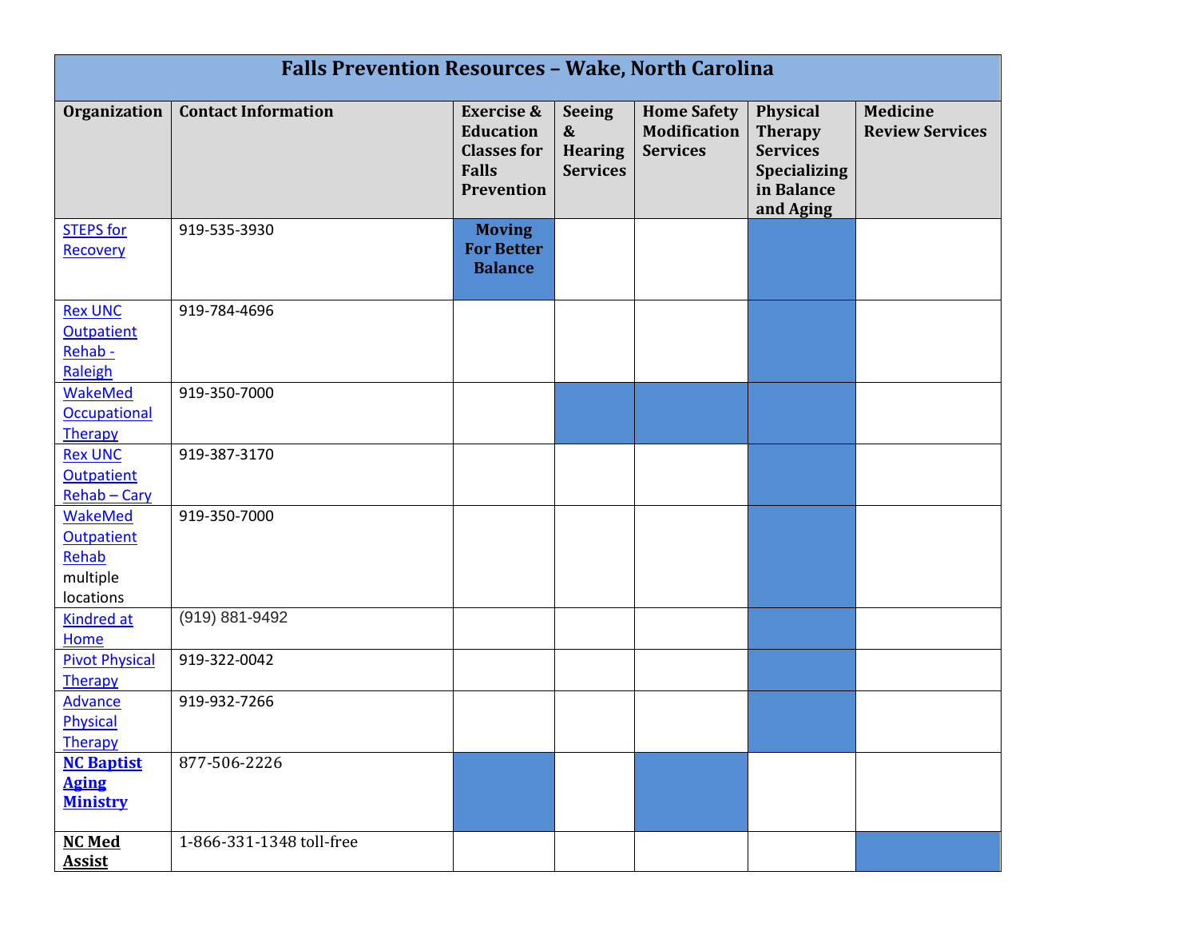# Falls Prevention Resources – Wake, North Carolina

| Organization | Contact Information | Exercise & Education Classes for Falls Prevention | Seeing & Hearing Services | Home Safety Modification Services | Physical Therapy Services Specializing in Balance and Aging | Medicine Review Services |
|---|---|---|---|---|---|---|
| STEPS for Recovery | 919-535-3930 | **Moving For Better Balance** ■ | | | ■ | |
| Rex UNC Outpatient Rehab - Raleigh | 919-784-4696 | | | | ■ | |
| WakeMed Occupational Therapy | 919-350-7000 | | ■ | ■ | ■ | |
| Rex UNC Outpatient Rehab – Cary | 919-387-3170 | | | | ■ | |
| WakeMed Outpatient Rehab multiple locations | 919-350-7000 | | | | ■ | |
| Kindred at Home | (919) 881-9492 | | | | ■ | |
| Pivot Physical Therapy | 919-322-0042 | | | | ■ | |
| Advance Physical Therapy | 919-932-7266 | | | | ■ | |
| **NC Baptist Aging Ministry** | 877-506-2226 | ■ | | ■ | | |
| **NC Med Assist** | 1-866-331-1348 toll-free | | | | | ■ |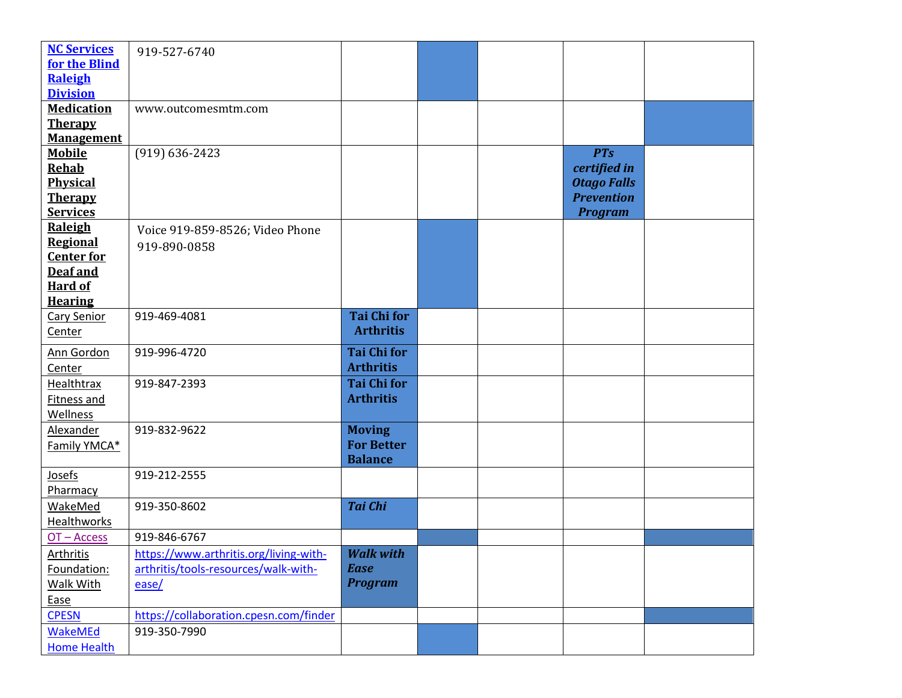| | | | | | | |
|---|---|---|---|---|---|---|
| **NC Services for the Blind Raleigh Division** | 919-527-6740 | | | | | |
| **Medication Therapy Management** | www.outcomesmtm.com | | | | | |
| **Mobile Rehab Physical Therapy Services** | (919) 636-2423 | | | | ***PTs certified in Otago Falls Prevention Program*** | |
| **Raleigh Regional Center for Deaf and Hard of Hearing** | Voice 919-859-8526; Video Phone 919-890-0858 | | | | | |
| Cary Senior Center | 919-469-4081 | **Tai Chi for Arthritis** | | | | |
| Ann Gordon Center | 919-996-4720 | **Tai Chi for Arthritis** | | | | |
| Healthtrax Fitness and Wellness | 919-847-2393 | **Tai Chi for Arthritis** | | | | |
| Alexander Family YMCA* | 919-832-9622 | **Moving For Better Balance** | | | | |
| Josefs Pharmacy | 919-212-2555 | | | | | |
| WakeMed Healthworks | 919-350-8602 | ***Tai Chi*** | | | | |
| OT – Access | 919-846-6767 | | | | | |
| Arthritis Foundation: Walk With Ease | https://www.arthritis.org/living-with-arthritis/tools-resources/walk-with-ease/ | ***Walk with Ease Program*** | | | | |
| CPESN | https://collaboration.cpesn.com/finder | | | | | |
| WakeMEd Home Health | 919-350-7990 | | | | | |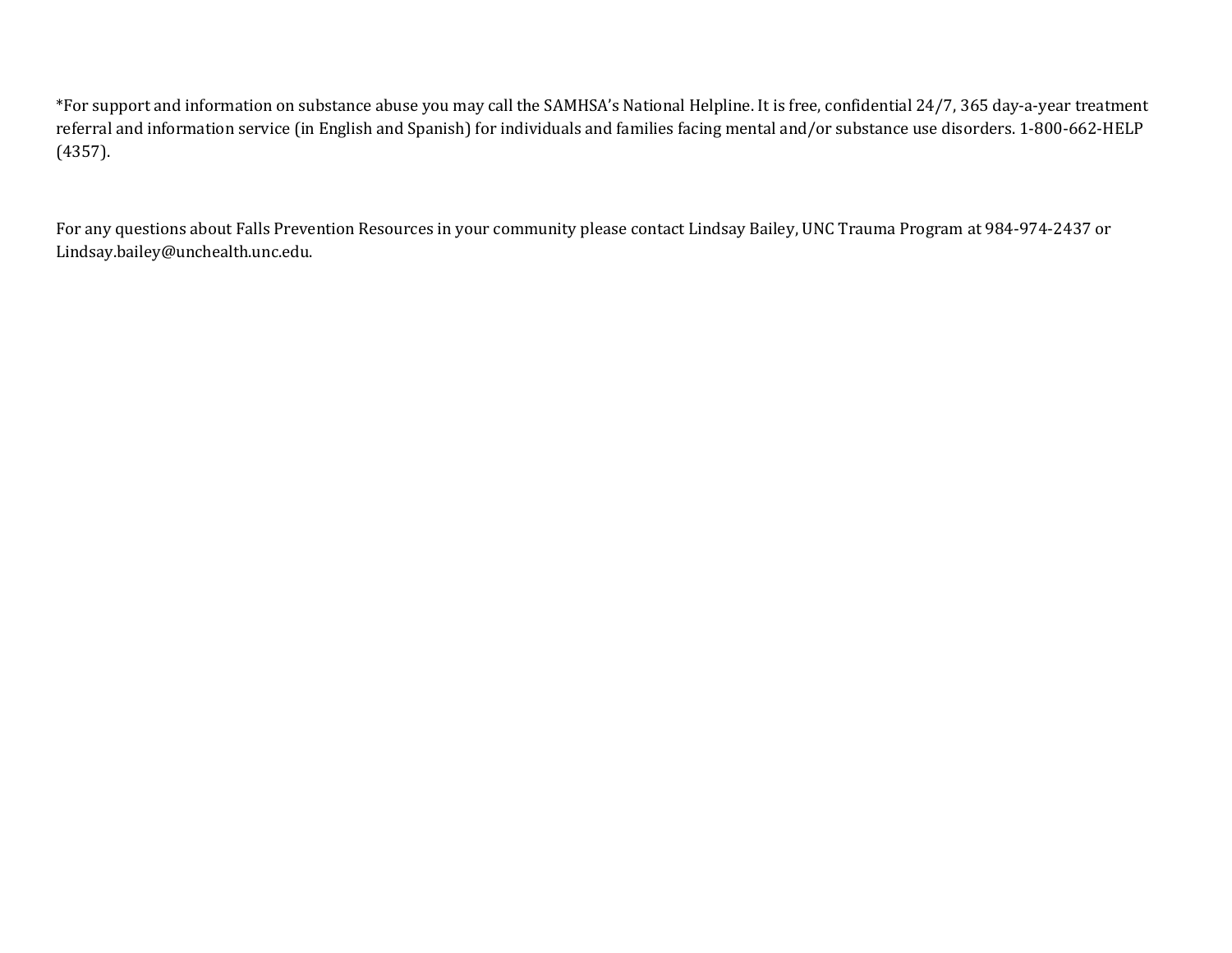*For support and information on substance abuse you may call the SAMHSA's National Helpline. It is free, confidential 24/7, 365 day-a-year treatment referral and information service (in English and Spanish) for individuals and families facing mental and/or substance use disorders. 1-800-662-HELP (4357).

For any questions about Falls Prevention Resources in your community please contact Lindsay Bailey, UNC Trauma Program at 984-974-2437 or Lindsay.bailey@unchealth.unc.edu.